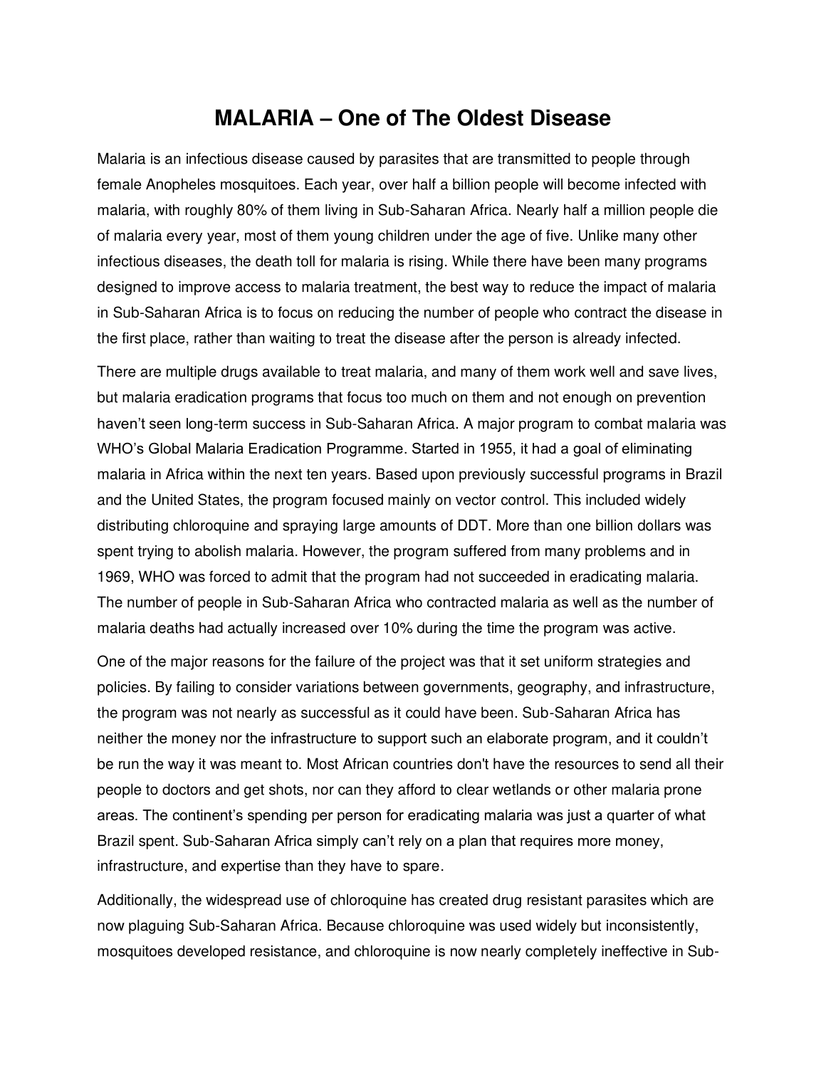# MALARIA – One of The Oldest Disease

Malaria is an infectious disease caused by parasites that are transmitted to people through female Anopheles mosquitoes. Each year, over half a billion people will become infected with malaria, with roughly 80% of them living in Sub-Saharan Africa. Nearly half a million people die of malaria every year, most of them young children under the age of five. Unlike many other infectious diseases, the death toll for malaria is rising. While there have been many programs designed to improve access to malaria treatment, the best way to reduce the impact of malaria in Sub-Saharan Africa is to focus on reducing the number of people who contract the disease in the first place, rather than waiting to treat the disease after the person is already infected.

There are multiple drugs available to treat malaria, and many of them work well and save lives, but malaria eradication programs that focus too much on them and not enough on prevention haven't seen long-term success in Sub-Saharan Africa. A major program to combat malaria was WHO's Global Malaria Eradication Programme. Started in 1955, it had a goal of eliminating malaria in Africa within the next ten years. Based upon previously successful programs in Brazil and the United States, the program focused mainly on vector control. This included widely distributing chloroquine and spraying large amounts of DDT. More than one billion dollars was spent trying to abolish malaria. However, the program suffered from many problems and in 1969, WHO was forced to admit that the program had not succeeded in eradicating malaria. The number of people in Sub-Saharan Africa who contracted malaria as well as the number of malaria deaths had actually increased over 10% during the time the program was active.

One of the major reasons for the failure of the project was that it set uniform strategies and policies. By failing to consider variations between governments, geography, and infrastructure, the program was not nearly as successful as it could have been. Sub-Saharan Africa has neither the money nor the infrastructure to support such an elaborate program, and it couldn't be run the way it was meant to. Most African countries don't have the resources to send all their people to doctors and get shots, nor can they afford to clear wetlands or other malaria prone areas. The continent's spending per person for eradicating malaria was just a quarter of what Brazil spent. Sub-Saharan Africa simply can't rely on a plan that requires more money, infrastructure, and expertise than they have to spare.

Additionally, the widespread use of chloroquine has created drug resistant parasites which are now plaguing Sub-Saharan Africa. Because chloroquine was used widely but inconsistently, mosquitoes developed resistance, and chloroquine is now nearly completely ineffective in Sub-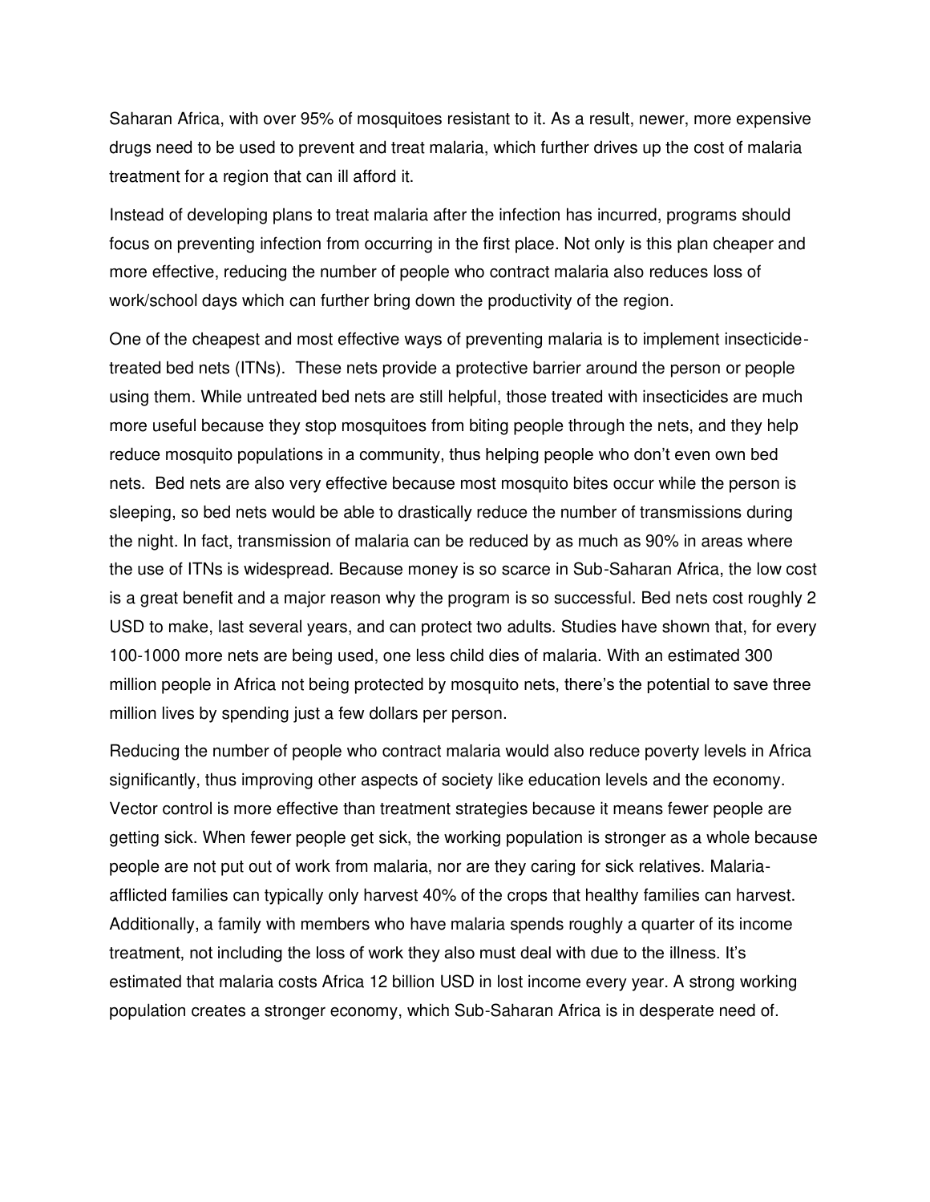Saharan Africa, with over 95% of mosquitoes resistant to it. As a result, newer, more expensive drugs need to be used to prevent and treat malaria, which further drives up the cost of malaria treatment for a region that can ill afford it.

Instead of developing plans to treat malaria after the infection has incurred, programs should focus on preventing infection from occurring in the first place. Not only is this plan cheaper and more effective, reducing the number of people who contract malaria also reduces loss of work/school days which can further bring down the productivity of the region.

One of the cheapest and most effective ways of preventing malaria is to implement insecticide-treated bed nets (ITNs). These nets provide a protective barrier around the person or people using them. While untreated bed nets are still helpful, those treated with insecticides are much more useful because they stop mosquitoes from biting people through the nets, and they help reduce mosquito populations in a community, thus helping people who don't even own bed nets. Bed nets are also very effective because most mosquito bites occur while the person is sleeping, so bed nets would be able to drastically reduce the number of transmissions during the night. In fact, transmission of malaria can be reduced by as much as 90% in areas where the use of ITNs is widespread. Because money is so scarce in Sub-Saharan Africa, the low cost is a great benefit and a major reason why the program is so successful. Bed nets cost roughly 2 USD to make, last several years, and can protect two adults. Studies have shown that, for every 100-1000 more nets are being used, one less child dies of malaria. With an estimated 300 million people in Africa not being protected by mosquito nets, there's the potential to save three million lives by spending just a few dollars per person.

Reducing the number of people who contract malaria would also reduce poverty levels in Africa significantly, thus improving other aspects of society like education levels and the economy. Vector control is more effective than treatment strategies because it means fewer people are getting sick. When fewer people get sick, the working population is stronger as a whole because people are not put out of work from malaria, nor are they caring for sick relatives. Malaria-afflicted families can typically only harvest 40% of the crops that healthy families can harvest. Additionally, a family with members who have malaria spends roughly a quarter of its income treatment, not including the loss of work they also must deal with due to the illness. It's estimated that malaria costs Africa 12 billion USD in lost income every year. A strong working population creates a stronger economy, which Sub-Saharan Africa is in desperate need of.